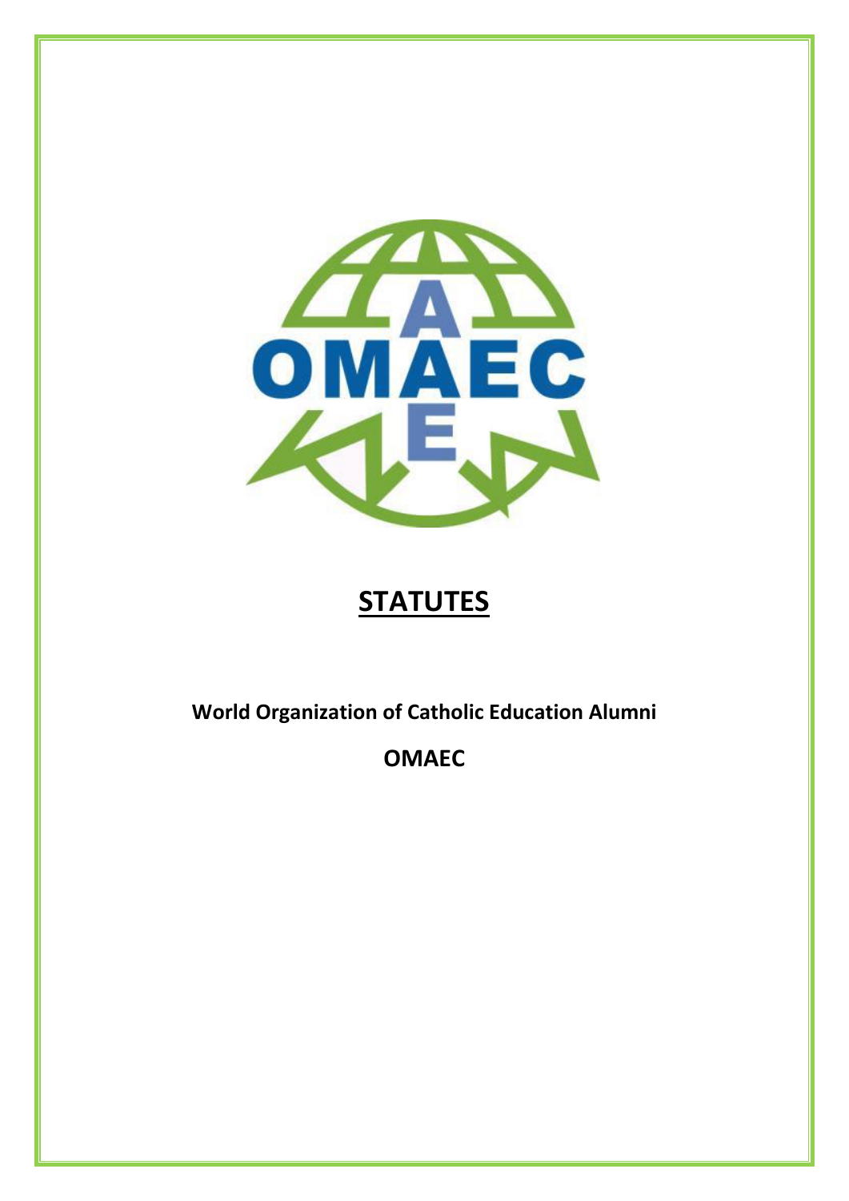# STATUTES

**World Organization of Catholic Education Alumni**

**OMAEC**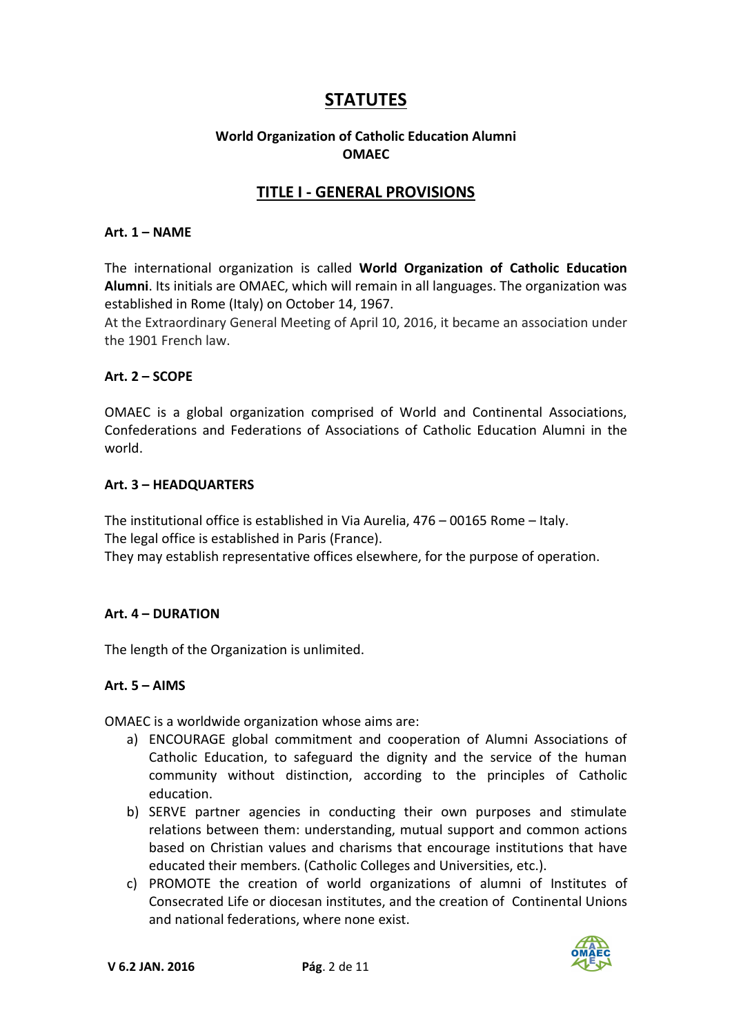# STATUTES

**World Organization of Catholic Education Alumni**
**OMAEC**

## TITLE I - GENERAL PROVISIONS

### Art. 1 – NAME

The international organization is called **World Organization of Catholic Education Alumni**. Its initials are OMAEC, which will remain in all languages. The organization was established in Rome (Italy) on October 14, 1967.
At the Extraordinary General Meeting of April 10, 2016, it became an association under the 1901 French law.

### Art. 2 – SCOPE

OMAEC is a global organization comprised of World and Continental Associations, Confederations and Federations of Associations of Catholic Education Alumni in the world.

### Art. 3 – HEADQUARTERS

The institutional office is established in Via Aurelia, 476 – 00165 Rome – Italy.
The legal office is established in Paris (France).
They may establish representative offices elsewhere, for the purpose of operation.

### Art. 4 – DURATION

The length of the Organization is unlimited.

### Art. 5 – AIMS

OMAEC is a worldwide organization whose aims are:

a) ENCOURAGE global commitment and cooperation of Alumni Associations of Catholic Education, to safeguard the dignity and the service of the human community without distinction, according to the principles of Catholic education.
b) SERVE partner agencies in conducting their own purposes and stimulate relations between them: understanding, mutual support and common actions based on Christian values and charisms that encourage institutions that have educated their members. (Catholic Colleges and Universities, etc.).
c) PROMOTE the creation of world organizations of alumni of Institutes of Consecrated Life or diocesan institutes, and the creation of Continental Unions and national federations, where none exist.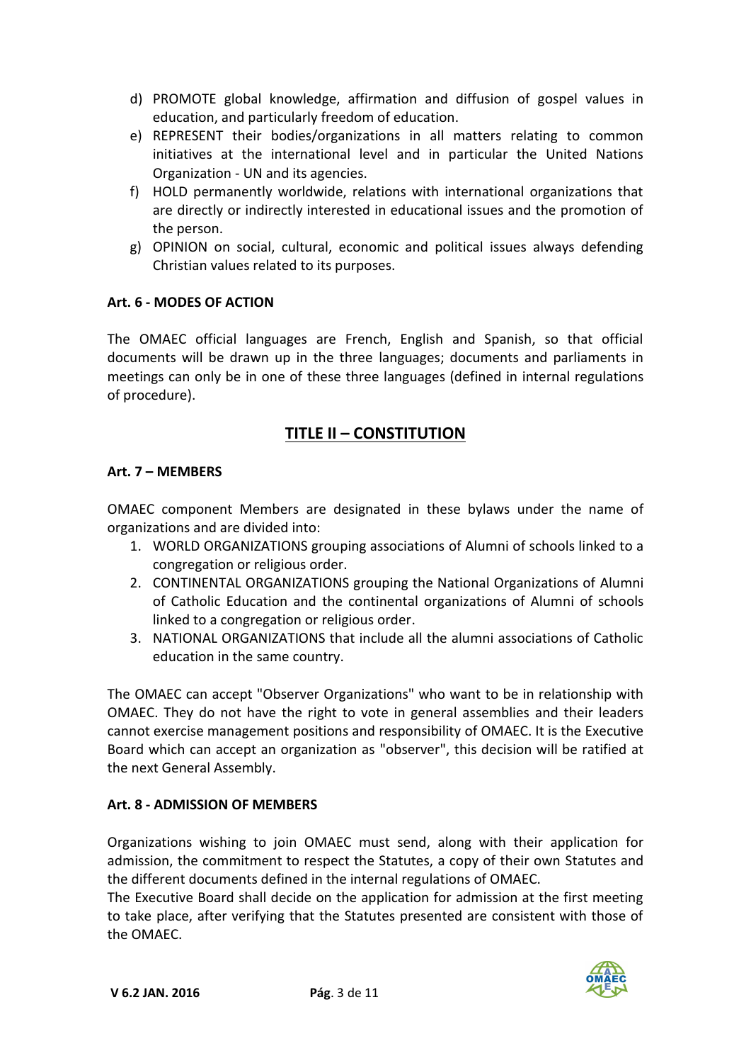d) PROMOTE global knowledge, affirmation and diffusion of gospel values in education, and particularly freedom of education.

e) REPRESENT their bodies/organizations in all matters relating to common initiatives at the international level and in particular the United Nations Organization - UN and its agencies.

f) HOLD permanently worldwide, relations with international organizations that are directly or indirectly interested in educational issues and the promotion of the person.

g) OPINION on social, cultural, economic and political issues always defending Christian values related to its purposes.

**Art. 6 - MODES OF ACTION**

The OMAEC official languages are French, English and Spanish, so that official documents will be drawn up in the three languages; documents and parliaments in meetings can only be in one of these three languages (defined in internal regulations of procedure).

## TITLE II – CONSTITUTION

**Art. 7 – MEMBERS**

OMAEC component Members are designated in these bylaws under the name of organizations and are divided into:

1. WORLD ORGANIZATIONS grouping associations of Alumni of schools linked to a congregation or religious order.
2. CONTINENTAL ORGANIZATIONS grouping the National Organizations of Alumni of Catholic Education and the continental organizations of Alumni of schools linked to a congregation or religious order.
3. NATIONAL ORGANIZATIONS that include all the alumni associations of Catholic education in the same country.

The OMAEC can accept "Observer Organizations" who want to be in relationship with OMAEC. They do not have the right to vote in general assemblies and their leaders cannot exercise management positions and responsibility of OMAEC. It is the Executive Board which can accept an organization as "observer", this decision will be ratified at the next General Assembly.

**Art. 8 - ADMISSION OF MEMBERS**

Organizations wishing to join OMAEC must send, along with their application for admission, the commitment to respect the Statutes, a copy of their own Statutes and the different documents defined in the internal regulations of OMAEC.

The Executive Board shall decide on the application for admission at the first meeting to take place, after verifying that the Statutes presented are consistent with those of the OMAEC.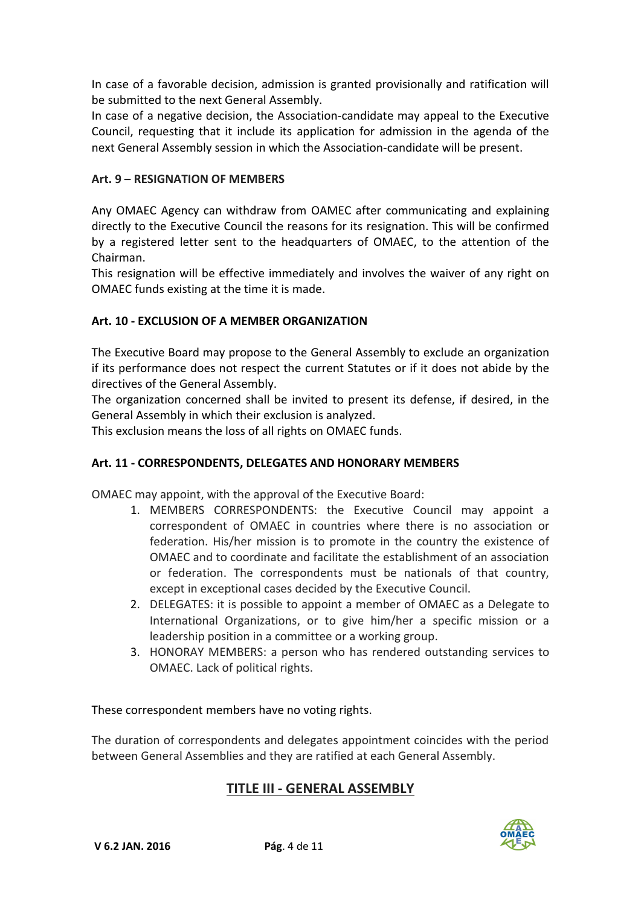In case of a favorable decision, admission is granted provisionally and ratification will be submitted to the next General Assembly.
In case of a negative decision, the Association-candidate may appeal to the Executive Council, requesting that it include its application for admission in the agenda of the next General Assembly session in which the Association-candidate will be present.

**Art. 9 – RESIGNATION OF MEMBERS**

Any OMAEC Agency can withdraw from OAMEC after communicating and explaining directly to the Executive Council the reasons for its resignation. This will be confirmed by a registered letter sent to the headquarters of OMAEC, to the attention of the Chairman.
This resignation will be effective immediately and involves the waiver of any right on OMAEC funds existing at the time it is made.

**Art. 10 - EXCLUSION OF A MEMBER ORGANIZATION**

The Executive Board may propose to the General Assembly to exclude an organization if its performance does not respect the current Statutes or if it does not abide by the directives of the General Assembly.
The organization concerned shall be invited to present its defense, if desired, in the General Assembly in which their exclusion is analyzed.
This exclusion means the loss of all rights on OMAEC funds.

**Art. 11 - CORRESPONDENTS, DELEGATES AND HONORARY MEMBERS**

OMAEC may appoint, with the approval of the Executive Board:

1. MEMBERS CORRESPONDENTS: the Executive Council may appoint a correspondent of OMAEC in countries where there is no association or federation. His/her mission is to promote in the country the existence of OMAEC and to coordinate and facilitate the establishment of an association or federation. The correspondents must be nationals of that country, except in exceptional cases decided by the Executive Council.
2. DELEGATES: it is possible to appoint a member of OMAEC as a Delegate to International Organizations, or to give him/her a specific mission or a leadership position in a committee or a working group.
3. HONORAY MEMBERS: a person who has rendered outstanding services to OMAEC. Lack of political rights.

These correspondent members have no voting rights.

The duration of correspondents and delegates appointment coincides with the period between General Assemblies and they are ratified at each General Assembly.

## TITLE III - GENERAL ASSEMBLY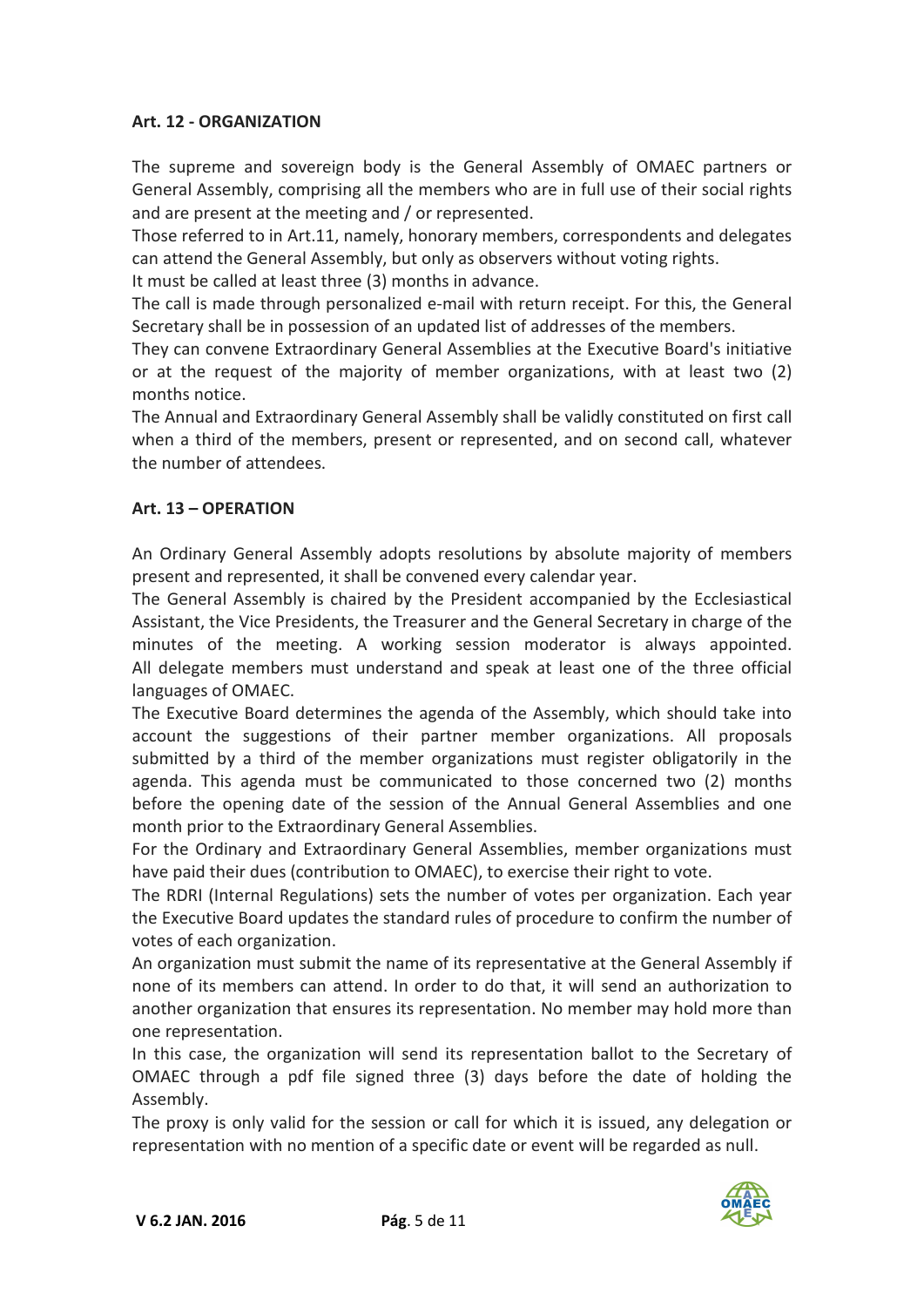**Art. 12 - ORGANIZATION**

The supreme and sovereign body is the General Assembly of OMAEC partners or General Assembly, comprising all the members who are in full use of their social rights and are present at the meeting and / or represented.

Those referred to in Art.11, namely, honorary members, correspondents and delegates can attend the General Assembly, but only as observers without voting rights.

It must be called at least three (3) months in advance.

The call is made through personalized e-mail with return receipt. For this, the General Secretary shall be in possession of an updated list of addresses of the members.

They can convene Extraordinary General Assemblies at the Executive Board's initiative or at the request of the majority of member organizations, with at least two (2) months notice.

The Annual and Extraordinary General Assembly shall be validly constituted on first call when a third of the members, present or represented, and on second call, whatever the number of attendees.

**Art. 13 – OPERATION**

An Ordinary General Assembly adopts resolutions by absolute majority of members present and represented, it shall be convened every calendar year.

The General Assembly is chaired by the President accompanied by the Ecclesiastical Assistant, the Vice Presidents, the Treasurer and the General Secretary in charge of the minutes of the meeting. A working session moderator is always appointed. All delegate members must understand and speak at least one of the three official languages of OMAEC.

The Executive Board determines the agenda of the Assembly, which should take into account the suggestions of their partner member organizations. All proposals submitted by a third of the member organizations must register obligatorily in the agenda. This agenda must be communicated to those concerned two (2) months before the opening date of the session of the Annual General Assemblies and one month prior to the Extraordinary General Assemblies.

For the Ordinary and Extraordinary General Assemblies, member organizations must have paid their dues (contribution to OMAEC), to exercise their right to vote.

The RDRI (Internal Regulations) sets the number of votes per organization. Each year the Executive Board updates the standard rules of procedure to confirm the number of votes of each organization.

An organization must submit the name of its representative at the General Assembly if none of its members can attend. In order to do that, it will send an authorization to another organization that ensures its representation. No member may hold more than one representation.

In this case, the organization will send its representation ballot to the Secretary of OMAEC through a pdf file signed three (3) days before the date of holding the Assembly.

The proxy is only valid for the session or call for which it is issued, any delegation or representation with no mention of a specific date or event will be regarded as null.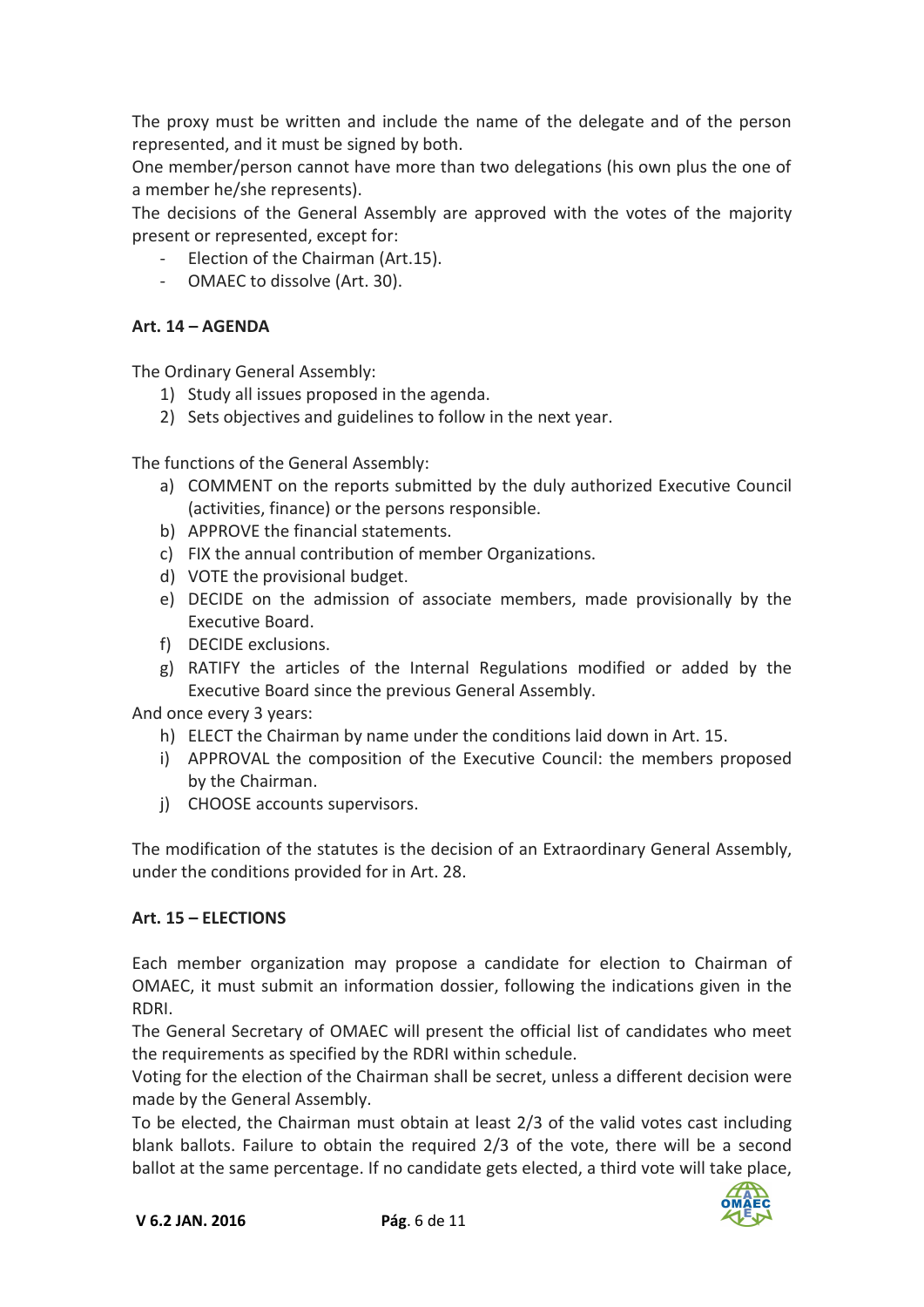The proxy must be written and include the name of the delegate and of the person represented, and it must be signed by both.
One member/person cannot have more than two delegations (his own plus the one of a member he/she represents).
The decisions of the General Assembly are approved with the votes of the majority present or represented, except for:

- Election of the Chairman (Art.15).
- OMAEC to dissolve (Art. 30).

**Art. 14 – AGENDA**

The Ordinary General Assembly:

1) Study all issues proposed in the agenda.
2) Sets objectives and guidelines to follow in the next year.

The functions of the General Assembly:

a) COMMENT on the reports submitted by the duly authorized Executive Council (activities, finance) or the persons responsible.
b) APPROVE the financial statements.
c) FIX the annual contribution of member Organizations.
d) VOTE the provisional budget.
e) DECIDE on the admission of associate members, made provisionally by the Executive Board.
f) DECIDE exclusions.
g) RATIFY the articles of the Internal Regulations modified or added by the Executive Board since the previous General Assembly.

And once every 3 years:

h) ELECT the Chairman by name under the conditions laid down in Art. 15.
i) APPROVAL the composition of the Executive Council: the members proposed by the Chairman.
j) CHOOSE accounts supervisors.

The modification of the statutes is the decision of an Extraordinary General Assembly, under the conditions provided for in Art. 28.

**Art. 15 – ELECTIONS**

Each member organization may propose a candidate for election to Chairman of OMAEC, it must submit an information dossier, following the indications given in the RDRI.
The General Secretary of OMAEC will present the official list of candidates who meet the requirements as specified by the RDRI within schedule.
Voting for the election of the Chairman shall be secret, unless a different decision were made by the General Assembly.
To be elected, the Chairman must obtain at least 2/3 of the valid votes cast including blank ballots. Failure to obtain the required 2/3 of the vote, there will be a second ballot at the same percentage. If no candidate gets elected, a third vote will take place,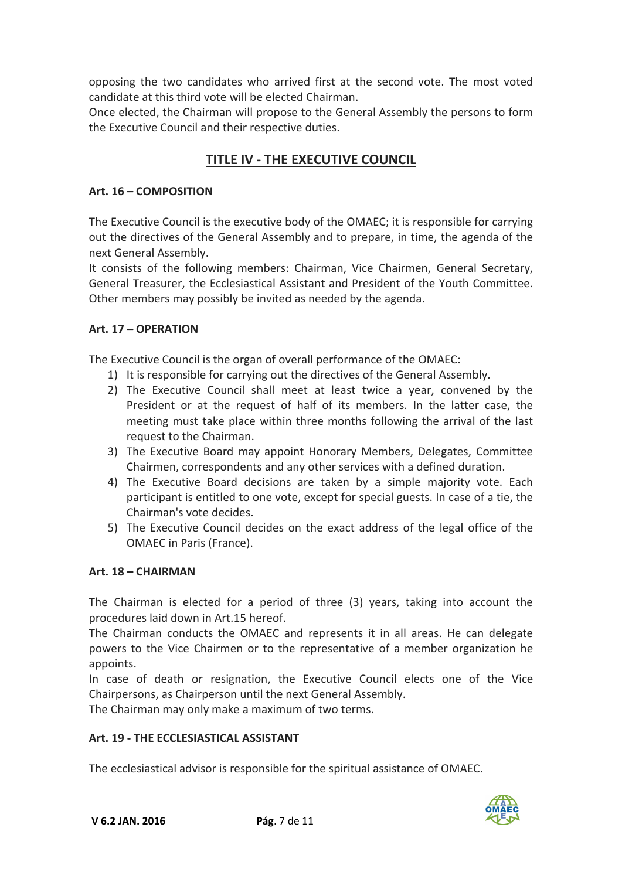opposing the two candidates who arrived first at the second vote. The most voted candidate at this third vote will be elected Chairman.

Once elected, the Chairman will propose to the General Assembly the persons to form the Executive Council and their respective duties.

## TITLE IV - THE EXECUTIVE COUNCIL

### Art. 16 – COMPOSITION

The Executive Council is the executive body of the OMAEC; it is responsible for carrying out the directives of the General Assembly and to prepare, in time, the agenda of the next General Assembly.

It consists of the following members: Chairman, Vice Chairmen, General Secretary, General Treasurer, the Ecclesiastical Assistant and President of the Youth Committee. Other members may possibly be invited as needed by the agenda.

### Art. 17 – OPERATION

The Executive Council is the organ of overall performance of the OMAEC:

1) It is responsible for carrying out the directives of the General Assembly.
2) The Executive Council shall meet at least twice a year, convened by the President or at the request of half of its members. In the latter case, the meeting must take place within three months following the arrival of the last request to the Chairman.
3) The Executive Board may appoint Honorary Members, Delegates, Committee Chairmen, correspondents and any other services with a defined duration.
4) The Executive Board decisions are taken by a simple majority vote. Each participant is entitled to one vote, except for special guests. In case of a tie, the Chairman's vote decides.
5) The Executive Council decides on the exact address of the legal office of the OMAEC in Paris (France).

### Art. 18 – CHAIRMAN

The Chairman is elected for a period of three (3) years, taking into account the procedures laid down in Art.15 hereof.

The Chairman conducts the OMAEC and represents it in all areas. He can delegate powers to the Vice Chairmen or to the representative of a member organization he appoints.

In case of death or resignation, the Executive Council elects one of the Vice Chairpersons, as Chairperson until the next General Assembly.

The Chairman may only make a maximum of two terms.

### Art. 19 - THE ECCLESIASTICAL ASSISTANT

The ecclesiastical advisor is responsible for the spiritual assistance of OMAEC.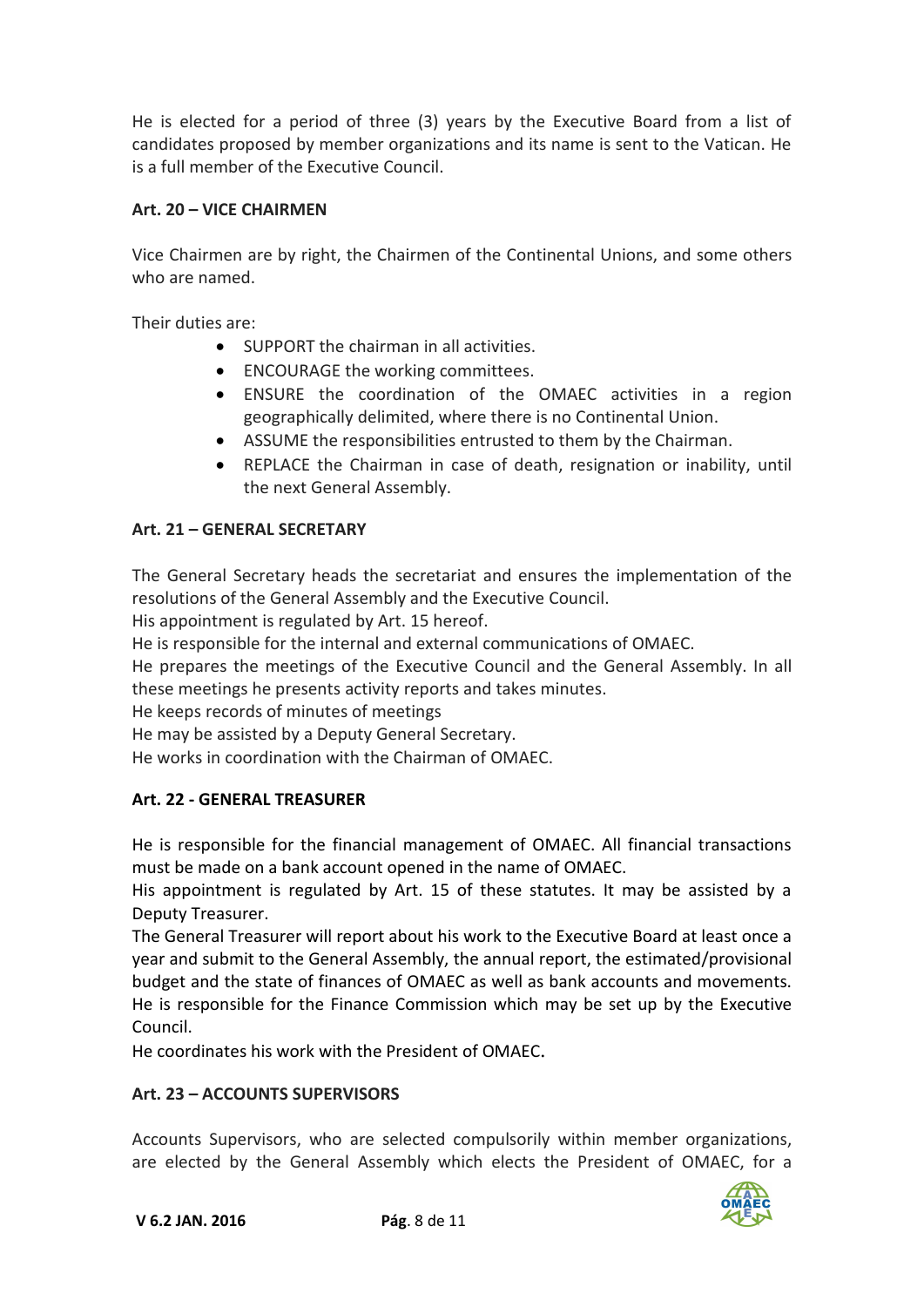He is elected for a period of three (3) years by the Executive Board from a list of candidates proposed by member organizations and its name is sent to the Vatican. He is a full member of the Executive Council.

### Art. 20 – VICE CHAIRMEN

Vice Chairmen are by right, the Chairmen of the Continental Unions, and some others who are named.

Their duties are:

- SUPPORT the chairman in all activities.
- ENCOURAGE the working committees.
- ENSURE the coordination of the OMAEC activities in a region geographically delimited, where there is no Continental Union.
- ASSUME the responsibilities entrusted to them by the Chairman.
- REPLACE the Chairman in case of death, resignation or inability, until the next General Assembly.

### Art. 21 – GENERAL SECRETARY

The General Secretary heads the secretariat and ensures the implementation of the resolutions of the General Assembly and the Executive Council.
His appointment is regulated by Art. 15 hereof.
He is responsible for the internal and external communications of OMAEC.
He prepares the meetings of the Executive Council and the General Assembly. In all these meetings he presents activity reports and takes minutes.
He keeps records of minutes of meetings
He may be assisted by a Deputy General Secretary.
He works in coordination with the Chairman of OMAEC.

### Art. 22 - GENERAL TREASURER

He is responsible for the financial management of OMAEC. All financial transactions must be made on a bank account opened in the name of OMAEC.
His appointment is regulated by Art. 15 of these statutes. It may be assisted by a Deputy Treasurer.
The General Treasurer will report about his work to the Executive Board at least once a year and submit to the General Assembly, the annual report, the estimated/provisional budget and the state of finances of OMAEC as well as bank accounts and movements.
He is responsible for the Finance Commission which may be set up by the Executive Council.
He coordinates his work with the President of OMAEC.

### Art. 23 – ACCOUNTS SUPERVISORS

Accounts Supervisors, who are selected compulsorily within member organizations, are elected by the General Assembly which elects the President of OMAEC, for a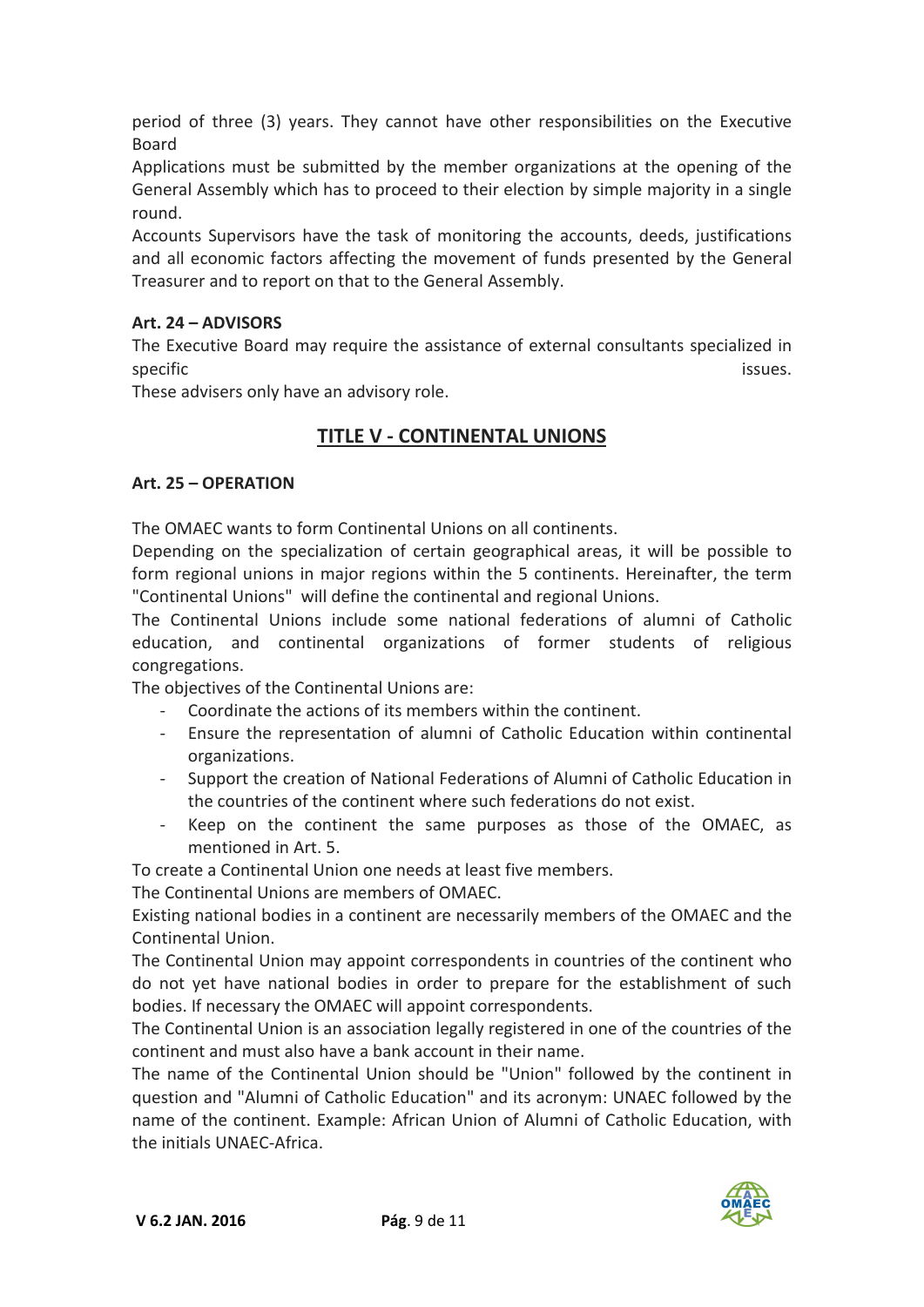period of three (3) years. They cannot have other responsibilities on the Executive Board

Applications must be submitted by the member organizations at the opening of the General Assembly which has to proceed to their election by simple majority in a single round.

Accounts Supervisors have the task of monitoring the accounts, deeds, justifications and all economic factors affecting the movement of funds presented by the General Treasurer and to report on that to the General Assembly.

**Art. 24 – ADVISORS**

The Executive Board may require the assistance of external consultants specialized in specific issues.

These advisers only have an advisory role.

## TITLE V - CONTINENTAL UNIONS

**Art. 25 – OPERATION**

The OMAEC wants to form Continental Unions on all continents.

Depending on the specialization of certain geographical areas, it will be possible to form regional unions in major regions within the 5 continents. Hereinafter, the term "Continental Unions" will define the continental and regional Unions.

The Continental Unions include some national federations of alumni of Catholic education, and continental organizations of former students of religious congregations.

The objectives of the Continental Unions are:

- Coordinate the actions of its members within the continent.
- Ensure the representation of alumni of Catholic Education within continental organizations.
- Support the creation of National Federations of Alumni of Catholic Education in the countries of the continent where such federations do not exist.
- Keep on the continent the same purposes as those of the OMAEC, as mentioned in Art. 5.

To create a Continental Union one needs at least five members.

The Continental Unions are members of OMAEC.

Existing national bodies in a continent are necessarily members of the OMAEC and the Continental Union.

The Continental Union may appoint correspondents in countries of the continent who do not yet have national bodies in order to prepare for the establishment of such bodies. If necessary the OMAEC will appoint correspondents.

The Continental Union is an association legally registered in one of the countries of the continent and must also have a bank account in their name.

The name of the Continental Union should be "Union" followed by the continent in question and "Alumni of Catholic Education" and its acronym: UNAEC followed by the name of the continent. Example: African Union of Alumni of Catholic Education, with the initials UNAEC-Africa.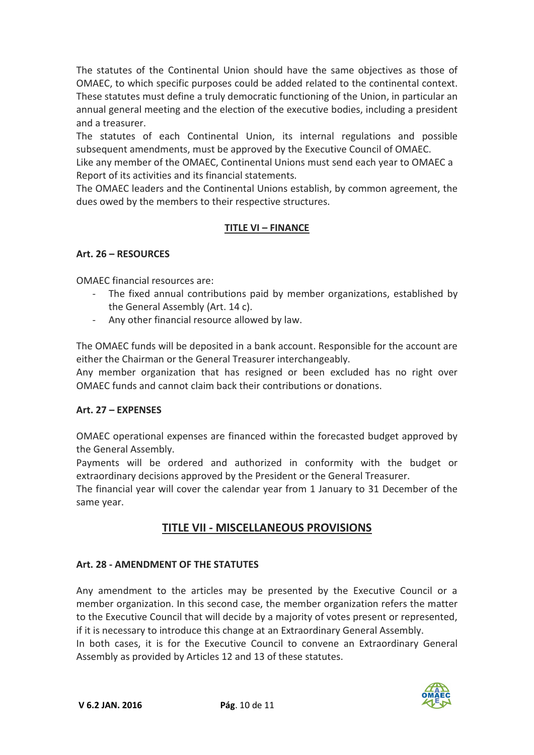The statutes of the Continental Union should have the same objectives as those of OMAEC, to which specific purposes could be added related to the continental context. These statutes must define a truly democratic functioning of the Union, in particular an annual general meeting and the election of the executive bodies, including a president and a treasurer.

The statutes of each Continental Union, its internal regulations and possible subsequent amendments, must be approved by the Executive Council of OMAEC.

Like any member of the OMAEC, Continental Unions must send each year to OMAEC a Report of its activities and its financial statements.

The OMAEC leaders and the Continental Unions establish, by common agreement, the dues owed by the members to their respective structures.

## TITLE VI – FINANCE

### Art. 26 – RESOURCES

OMAEC financial resources are:

- The fixed annual contributions paid by member organizations, established by the General Assembly (Art. 14 c).
- Any other financial resource allowed by law.

The OMAEC funds will be deposited in a bank account. Responsible for the account are either the Chairman or the General Treasurer interchangeably.

Any member organization that has resigned or been excluded has no right over OMAEC funds and cannot claim back their contributions or donations.

### Art. 27 – EXPENSES

OMAEC operational expenses are financed within the forecasted budget approved by the General Assembly.

Payments will be ordered and authorized in conformity with the budget or extraordinary decisions approved by the President or the General Treasurer.

The financial year will cover the calendar year from 1 January to 31 December of the same year.

## TITLE VII - MISCELLANEOUS PROVISIONS

### Art. 28 - AMENDMENT OF THE STATUTES

Any amendment to the articles may be presented by the Executive Council or a member organization. In this second case, the member organization refers the matter to the Executive Council that will decide by a majority of votes present or represented, if it is necessary to introduce this change at an Extraordinary General Assembly.

In both cases, it is for the Executive Council to convene an Extraordinary General Assembly as provided by Articles 12 and 13 of these statutes.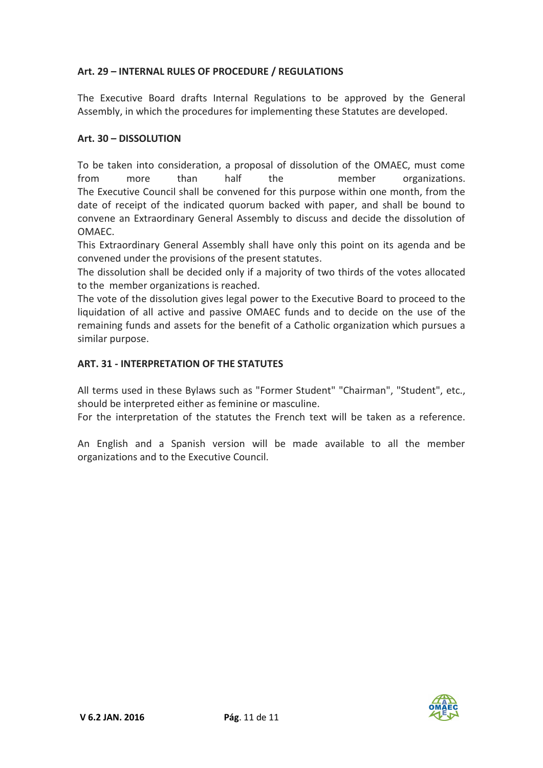**Art. 29 – INTERNAL RULES OF PROCEDURE / REGULATIONS**

The Executive Board drafts Internal Regulations to be approved by the General Assembly, in which the procedures for implementing these Statutes are developed.

**Art. 30 – DISSOLUTION**

To be taken into consideration, a proposal of dissolution of the OMAEC, must come from more than half the member organizations.
The Executive Council shall be convened for this purpose within one month, from the date of receipt of the indicated quorum backed with paper, and shall be bound to convene an Extraordinary General Assembly to discuss and decide the dissolution of OMAEC.
This Extraordinary General Assembly shall have only this point on its agenda and be convened under the provisions of the present statutes.
The dissolution shall be decided only if a majority of two thirds of the votes allocated to the member organizations is reached.
The vote of the dissolution gives legal power to the Executive Board to proceed to the liquidation of all active and passive OMAEC funds and to decide on the use of the remaining funds and assets for the benefit of a Catholic organization which pursues a similar purpose.

**ART. 31 - INTERPRETATION OF THE STATUTES**

All terms used in these Bylaws such as "Former Student" "Chairman", "Student", etc., should be interpreted either as feminine or masculine.
For the interpretation of the statutes the French text will be taken as a reference.

An English and a Spanish version will be made available to all the member organizations and to the Executive Council.